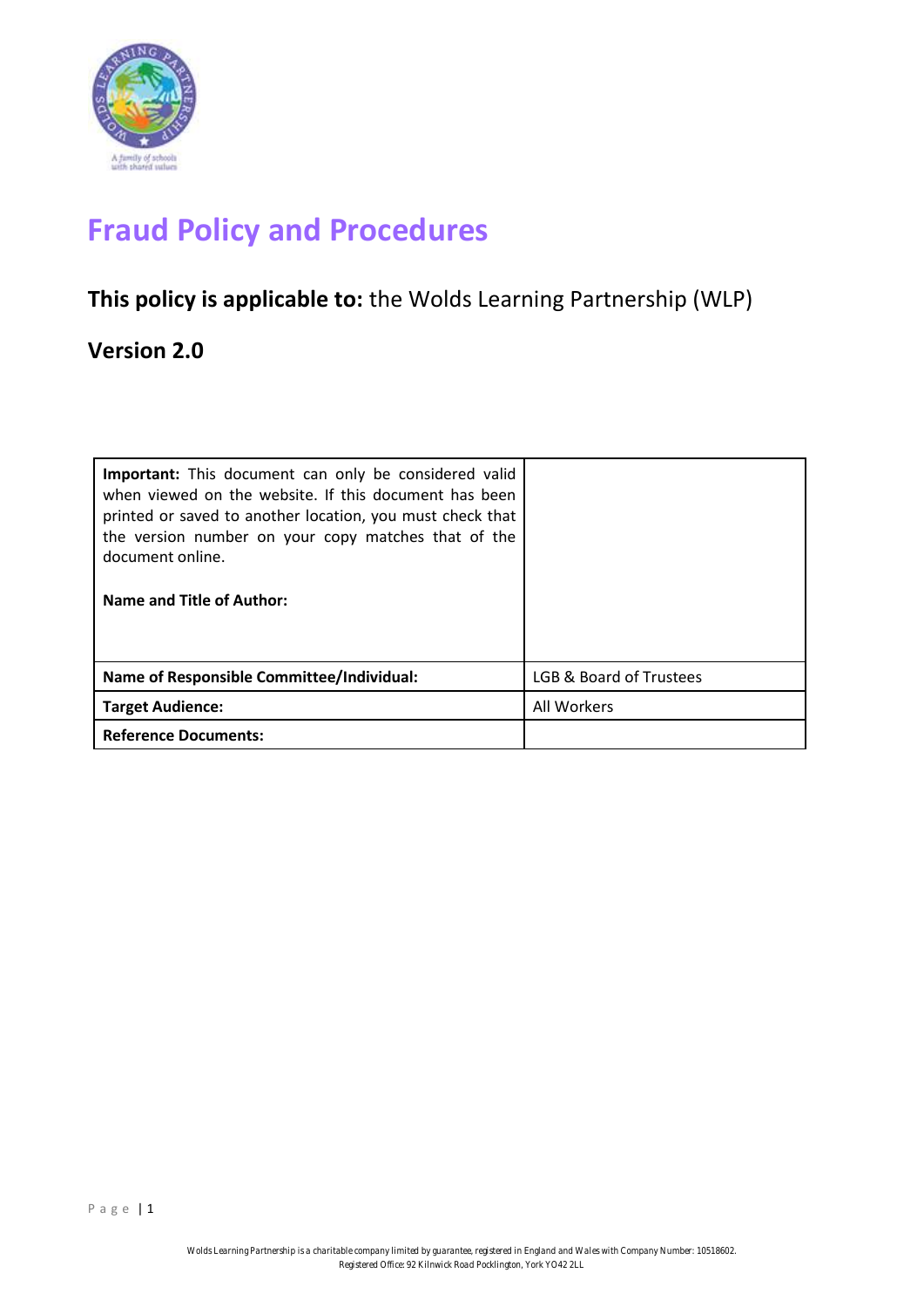# Fraud Policy and Procedures

## **This policy is applicable to:** the Wolds Learning Partnership (WLP)

## Version 2.0

| **Important:** This document can only be considered valid when viewed on the website. If this document has been printed or saved to another location, you must check that the version number on your copy matches that of the document online. <br><br> **Name and Title of Author:** | |
|---|---|
| **Name of Responsible Committee/Individual:** | LGB & Board of Trustees |
| **Target Audience:** | All Workers |
| **Reference Documents:** | |

Wolds Learning Partnership is a charitable company limited by guarantee, registered in England and Wales with Company Number: 10518602.
Registered Office: 92 Kilnwick Road Pocklington, York YO42 2LL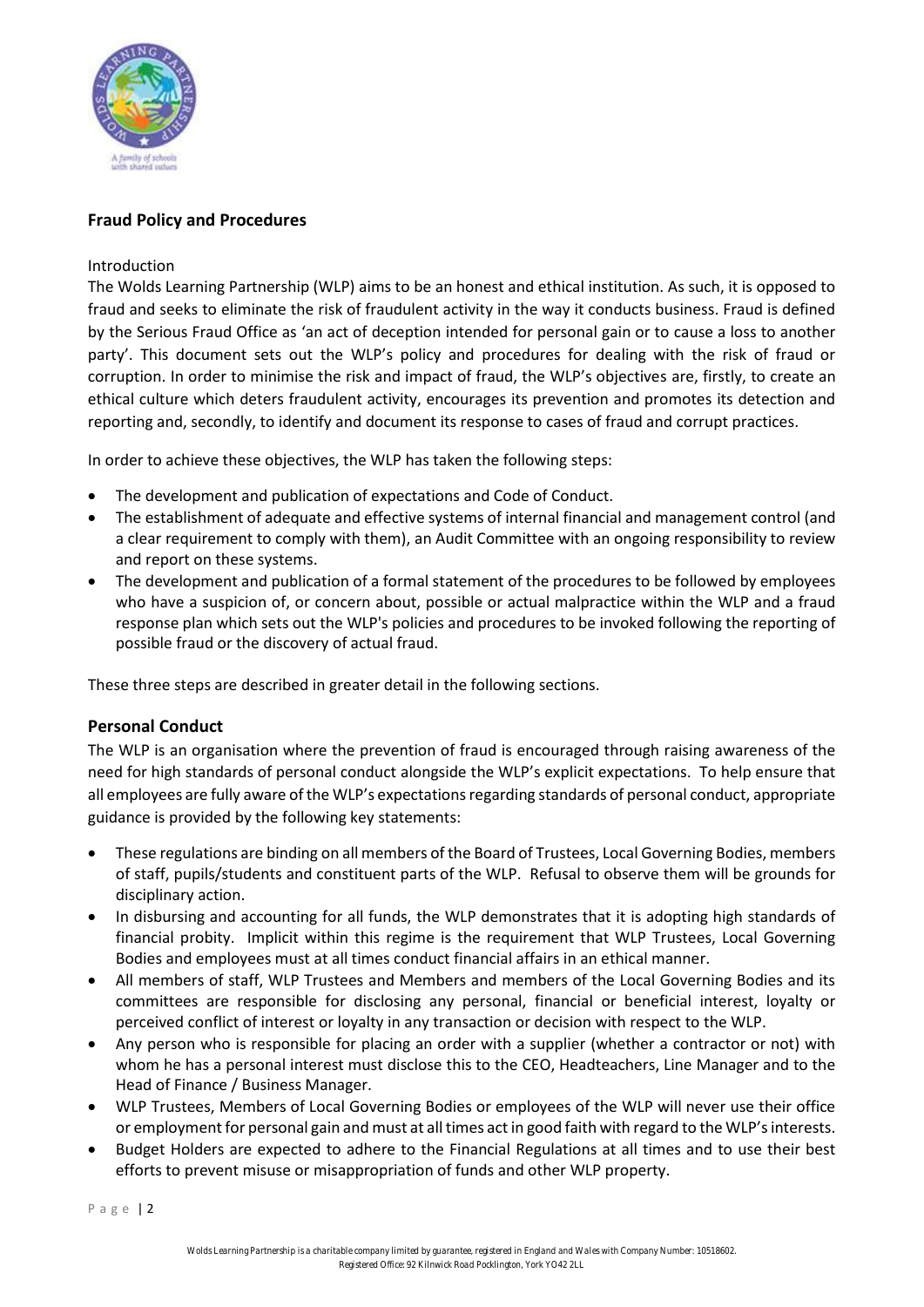## Fraud Policy and Procedures

Introduction

The Wolds Learning Partnership (WLP) aims to be an honest and ethical institution. As such, it is opposed to fraud and seeks to eliminate the risk of fraudulent activity in the way it conducts business. Fraud is defined by the Serious Fraud Office as 'an act of deception intended for personal gain or to cause a loss to another party'. This document sets out the WLP's policy and procedures for dealing with the risk of fraud or corruption. In order to minimise the risk and impact of fraud, the WLP's objectives are, firstly, to create an ethical culture which deters fraudulent activity, encourages its prevention and promotes its detection and reporting and, secondly, to identify and document its response to cases of fraud and corrupt practices.

In order to achieve these objectives, the WLP has taken the following steps:

- The development and publication of expectations and Code of Conduct.
- The establishment of adequate and effective systems of internal financial and management control (and a clear requirement to comply with them), an Audit Committee with an ongoing responsibility to review and report on these systems.
- The development and publication of a formal statement of the procedures to be followed by employees who have a suspicion of, or concern about, possible or actual malpractice within the WLP and a fraud response plan which sets out the WLP's policies and procedures to be invoked following the reporting of possible fraud or the discovery of actual fraud.

These three steps are described in greater detail in the following sections.

## Personal Conduct

The WLP is an organisation where the prevention of fraud is encouraged through raising awareness of the need for high standards of personal conduct alongside the WLP's explicit expectations. To help ensure that all employees are fully aware of the WLP's expectations regarding standards of personal conduct, appropriate guidance is provided by the following key statements:

- These regulations are binding on all members of the Board of Trustees, Local Governing Bodies, members of staff, pupils/students and constituent parts of the WLP. Refusal to observe them will be grounds for disciplinary action.
- In disbursing and accounting for all funds, the WLP demonstrates that it is adopting high standards of financial probity. Implicit within this regime is the requirement that WLP Trustees, Local Governing Bodies and employees must at all times conduct financial affairs in an ethical manner.
- All members of staff, WLP Trustees and Members and members of the Local Governing Bodies and its committees are responsible for disclosing any personal, financial or beneficial interest, loyalty or perceived conflict of interest or loyalty in any transaction or decision with respect to the WLP.
- Any person who is responsible for placing an order with a supplier (whether a contractor or not) with whom he has a personal interest must disclose this to the CEO, Headteachers, Line Manager and to the Head of Finance / Business Manager.
- WLP Trustees, Members of Local Governing Bodies or employees of the WLP will never use their office or employment for personal gain and must at all times act in good faith with regard to the WLP's interests.
- Budget Holders are expected to adhere to the Financial Regulations at all times and to use their best efforts to prevent misuse or misappropriation of funds and other WLP property.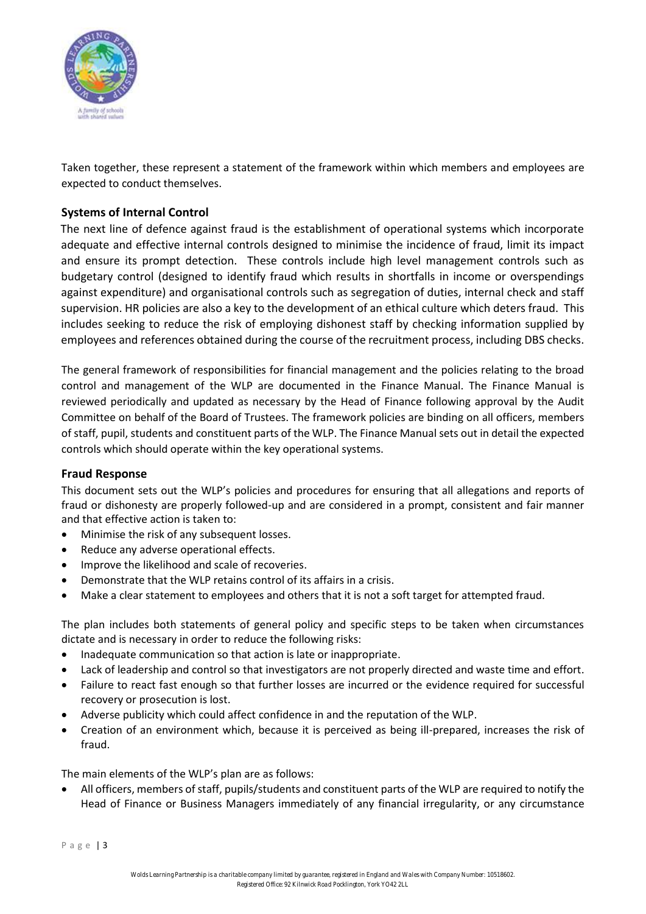Taken together, these represent a statement of the framework within which members and employees are expected to conduct themselves.

### Systems of Internal Control

The next line of defence against fraud is the establishment of operational systems which incorporate adequate and effective internal controls designed to minimise the incidence of fraud, limit its impact and ensure its prompt detection. These controls include high level management controls such as budgetary control (designed to identify fraud which results in shortfalls in income or overspendings against expenditure) and organisational controls such as segregation of duties, internal check and staff supervision. HR policies are also a key to the development of an ethical culture which deters fraud. This includes seeking to reduce the risk of employing dishonest staff by checking information supplied by employees and references obtained during the course of the recruitment process, including DBS checks.

The general framework of responsibilities for financial management and the policies relating to the broad control and management of the WLP are documented in the Finance Manual. The Finance Manual is reviewed periodically and updated as necessary by the Head of Finance following approval by the Audit Committee on behalf of the Board of Trustees. The framework policies are binding on all officers, members of staff, pupil, students and constituent parts of the WLP. The Finance Manual sets out in detail the expected controls which should operate within the key operational systems.

### Fraud Response

This document sets out the WLP's policies and procedures for ensuring that all allegations and reports of fraud or dishonesty are properly followed-up and are considered in a prompt, consistent and fair manner and that effective action is taken to:

- Minimise the risk of any subsequent losses.
- Reduce any adverse operational effects.
- Improve the likelihood and scale of recoveries.
- Demonstrate that the WLP retains control of its affairs in a crisis.
- Make a clear statement to employees and others that it is not a soft target for attempted fraud.

The plan includes both statements of general policy and specific steps to be taken when circumstances dictate and is necessary in order to reduce the following risks:

- Inadequate communication so that action is late or inappropriate.
- Lack of leadership and control so that investigators are not properly directed and waste time and effort.
- Failure to react fast enough so that further losses are incurred or the evidence required for successful recovery or prosecution is lost.
- Adverse publicity which could affect confidence in and the reputation of the WLP.
- Creation of an environment which, because it is perceived as being ill-prepared, increases the risk of fraud.

The main elements of the WLP's plan are as follows:

- All officers, members of staff, pupils/students and constituent parts of the WLP are required to notify the Head of Finance or Business Managers immediately of any financial irregularity, or any circumstance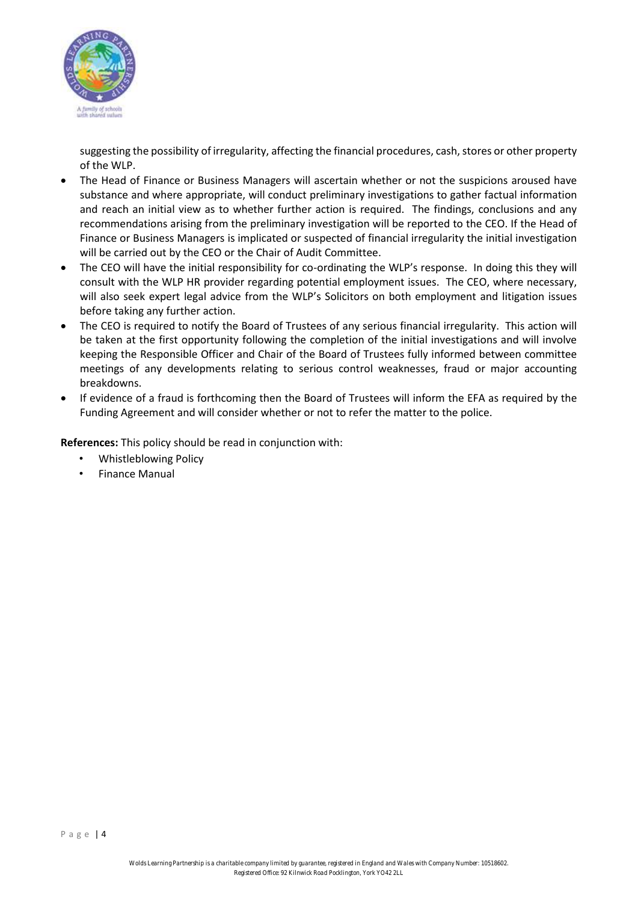suggesting the possibility of irregularity, affecting the financial procedures, cash, stores or other property of the WLP.

- The Head of Finance or Business Managers will ascertain whether or not the suspicions aroused have substance and where appropriate, will conduct preliminary investigations to gather factual information and reach an initial view as to whether further action is required. The findings, conclusions and any recommendations arising from the preliminary investigation will be reported to the CEO. If the Head of Finance or Business Managers is implicated or suspected of financial irregularity the initial investigation will be carried out by the CEO or the Chair of Audit Committee.
- The CEO will have the initial responsibility for co-ordinating the WLP's response. In doing this they will consult with the WLP HR provider regarding potential employment issues. The CEO, where necessary, will also seek expert legal advice from the WLP's Solicitors on both employment and litigation issues before taking any further action.
- The CEO is required to notify the Board of Trustees of any serious financial irregularity. This action will be taken at the first opportunity following the completion of the initial investigations and will involve keeping the Responsible Officer and Chair of the Board of Trustees fully informed between committee meetings of any developments relating to serious control weaknesses, fraud or major accounting breakdowns.
- If evidence of a fraud is forthcoming then the Board of Trustees will inform the EFA as required by the Funding Agreement and will consider whether or not to refer the matter to the police.

**References:** This policy should be read in conjunction with:

- Whistleblowing Policy
- Finance Manual